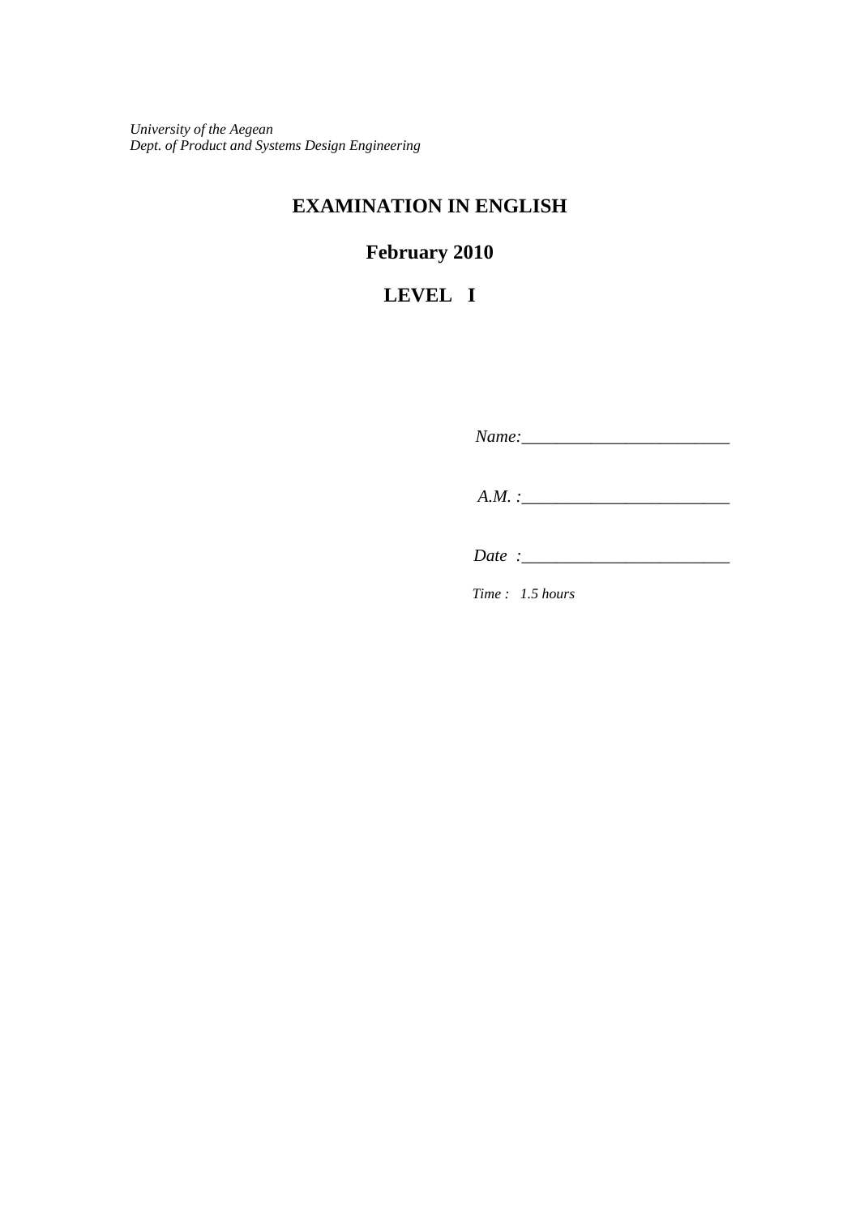*University of the Aegean*
*Dept. of Product and Systems Design Engineering*

# EXAMINATION IN ENGLISH

## February 2010

## LEVEL I

*Name:*________________________

*A.M. :*________________________

*Date :*________________________

*Time : 1.5 hours*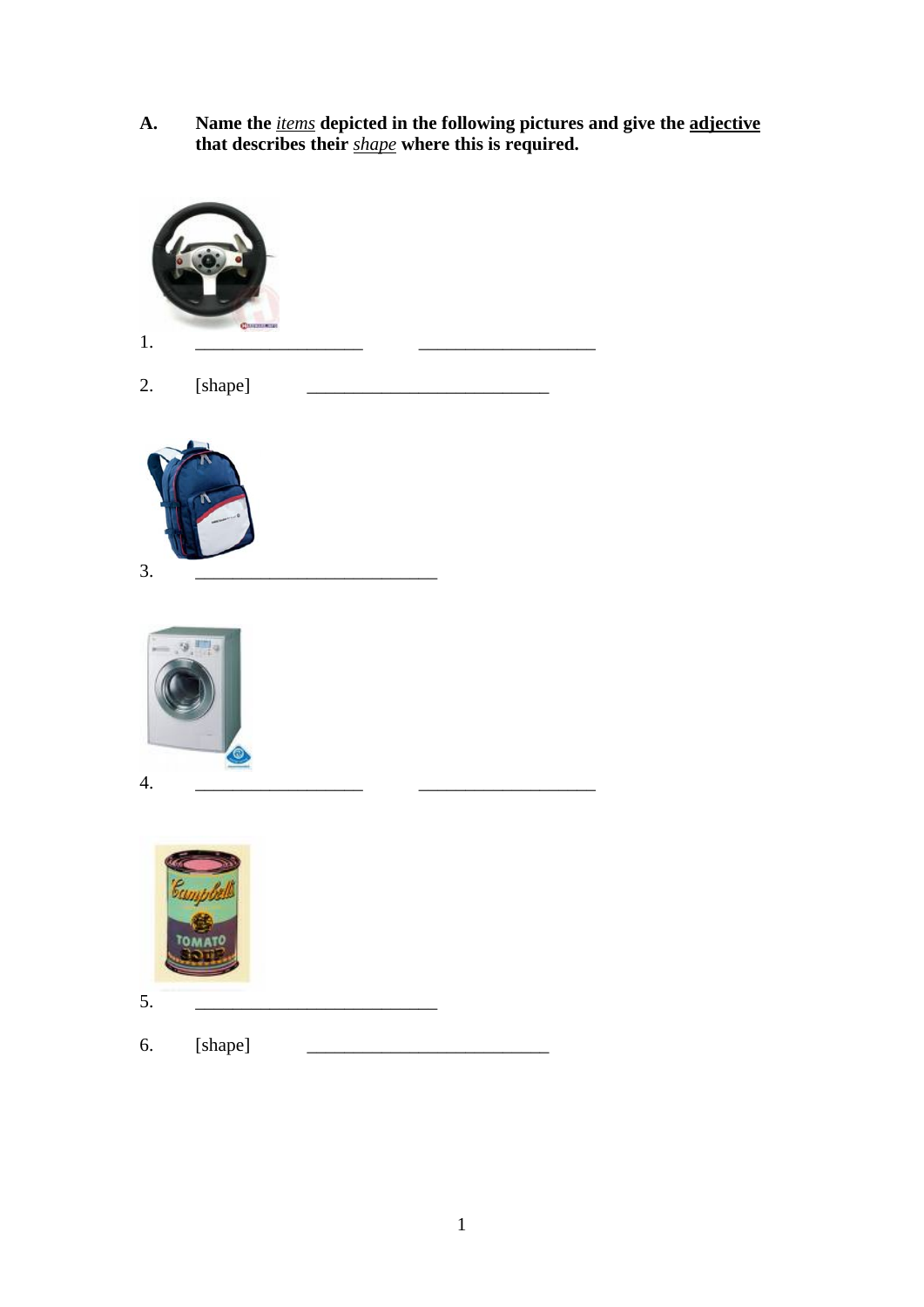**A.** **Name the *items* depicted in the following pictures and give the adjective that describes their *shape* where this is required.**

1. ___________________ ___________________

2. [shape] ___________________________

3. ___________________________

4. ___________________ ___________________

5. ___________________________

6. [shape] ___________________________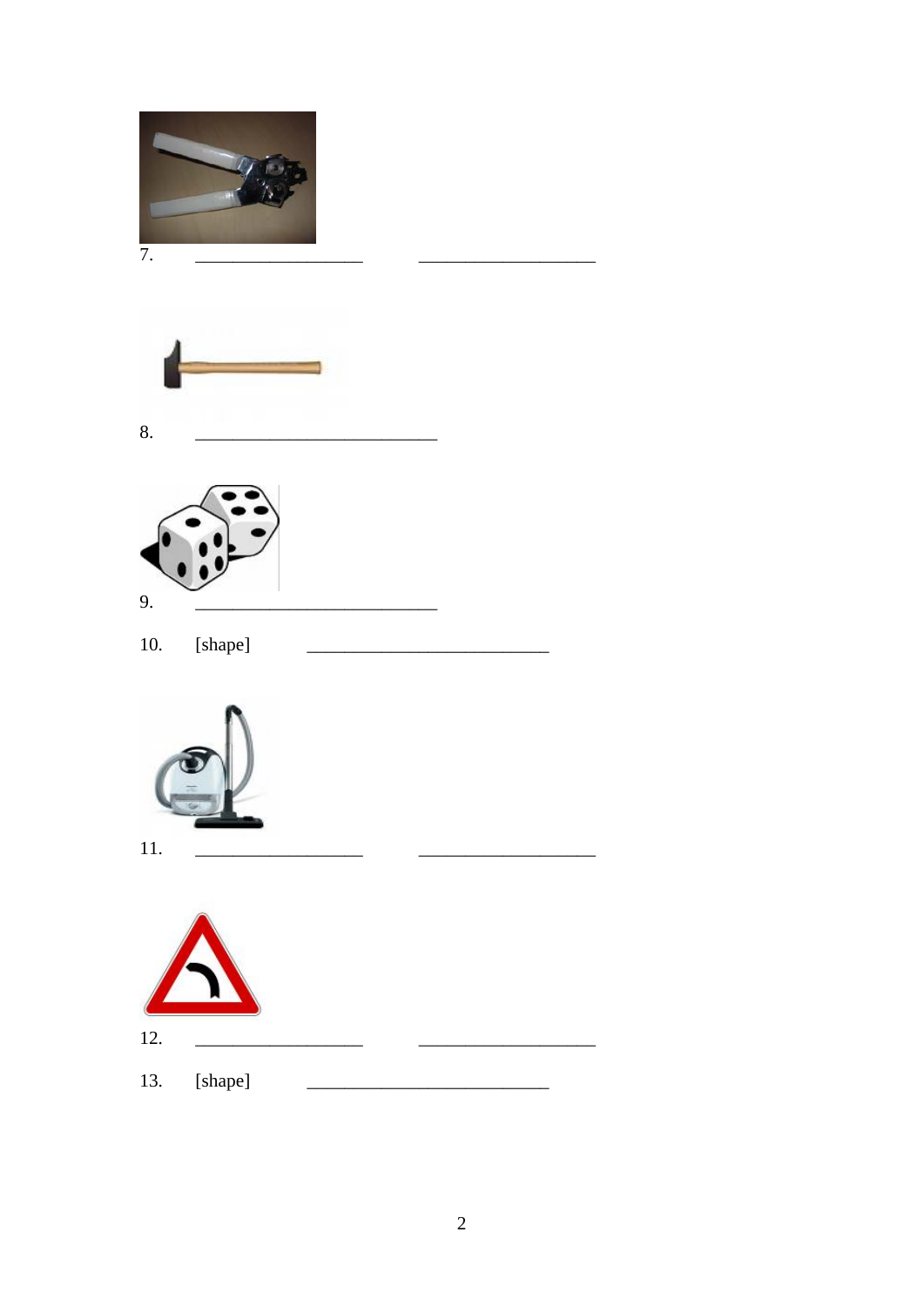7. \_\_\_\_\_\_\_\_\_\_\_\_\_\_\_\_\_\_\_\_ \_\_\_\_\_\_\_\_\_\_\_\_\_\_\_\_\_\_\_\_

8. \_\_\_\_\_\_\_\_\_\_\_\_\_\_\_\_\_\_\_\_\_\_\_\_\_\_\_\_

9. \_\_\_\_\_\_\_\_\_\_\_\_\_\_\_\_\_\_\_\_\_\_\_\_\_\_\_\_

10. [shape] \_\_\_\_\_\_\_\_\_\_\_\_\_\_\_\_\_\_\_\_\_\_\_\_\_\_\_\_

11. \_\_\_\_\_\_\_\_\_\_\_\_\_\_\_\_\_\_\_\_ \_\_\_\_\_\_\_\_\_\_\_\_\_\_\_\_\_\_\_\_

12. \_\_\_\_\_\_\_\_\_\_\_\_\_\_\_\_\_\_\_\_ \_\_\_\_\_\_\_\_\_\_\_\_\_\_\_\_\_\_\_\_

13. [shape] \_\_\_\_\_\_\_\_\_\_\_\_\_\_\_\_\_\_\_\_\_\_\_\_\_\_\_\_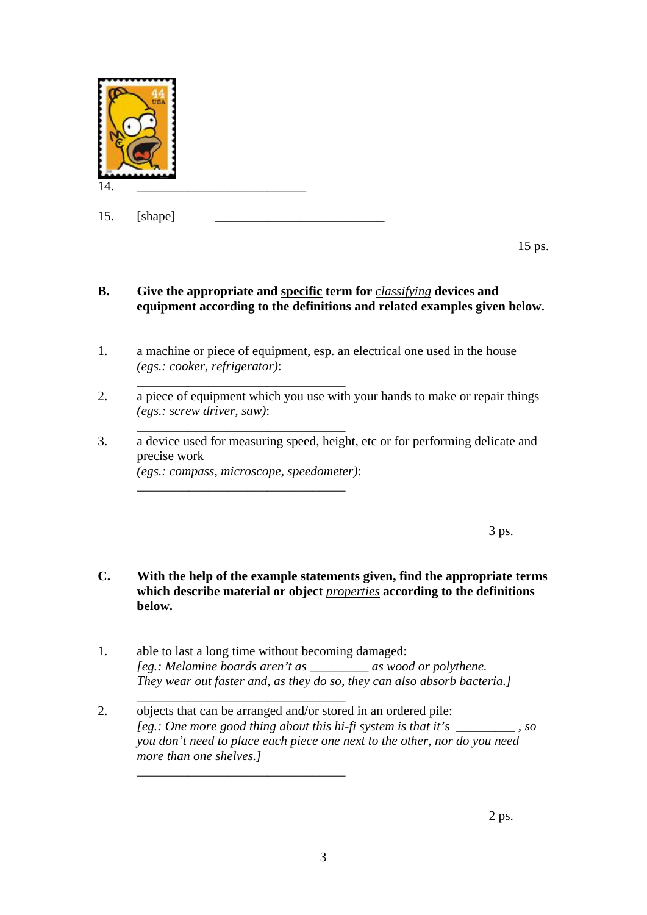14. ____________________________

15. [shape] ____________________________

15 ps.

**B. Give the appropriate and <u>specific</u> term for *<u>classifying</u>* devices and equipment according to the definitions and related examples given below.**

1. a machine or piece of equipment, esp. an electrical one used in the house *(egs.: cooker, refrigerator)*:

   ____________________________________

2. a piece of equipment which you use with your hands to make or repair things *(egs.: screw driver, saw)*:

   ____________________________________

3. a device used for measuring speed, height, etc or for performing delicate and precise work *(egs.: compass, microscope, speedometer)*:

   ____________________________________

3 ps.

**C. With the help of the example statements given, find the appropriate terms which describe material or object *<u>properties</u>* according to the definitions below.**

1. able to last a long time without becoming damaged:
   *[eg.: Melamine boards aren't as __________ as wood or polythene. They wear out faster and, as they do so, they can also absorb bacteria.]*

   ____________________________________

2. objects that can be arranged and/or stored in an ordered pile:
   *[eg.: One more good thing about this hi-fi system is that it's __________ , so you don't need to place each piece one next to the other, nor do you need more than one shelves.]*

   ____________________________________

2 ps.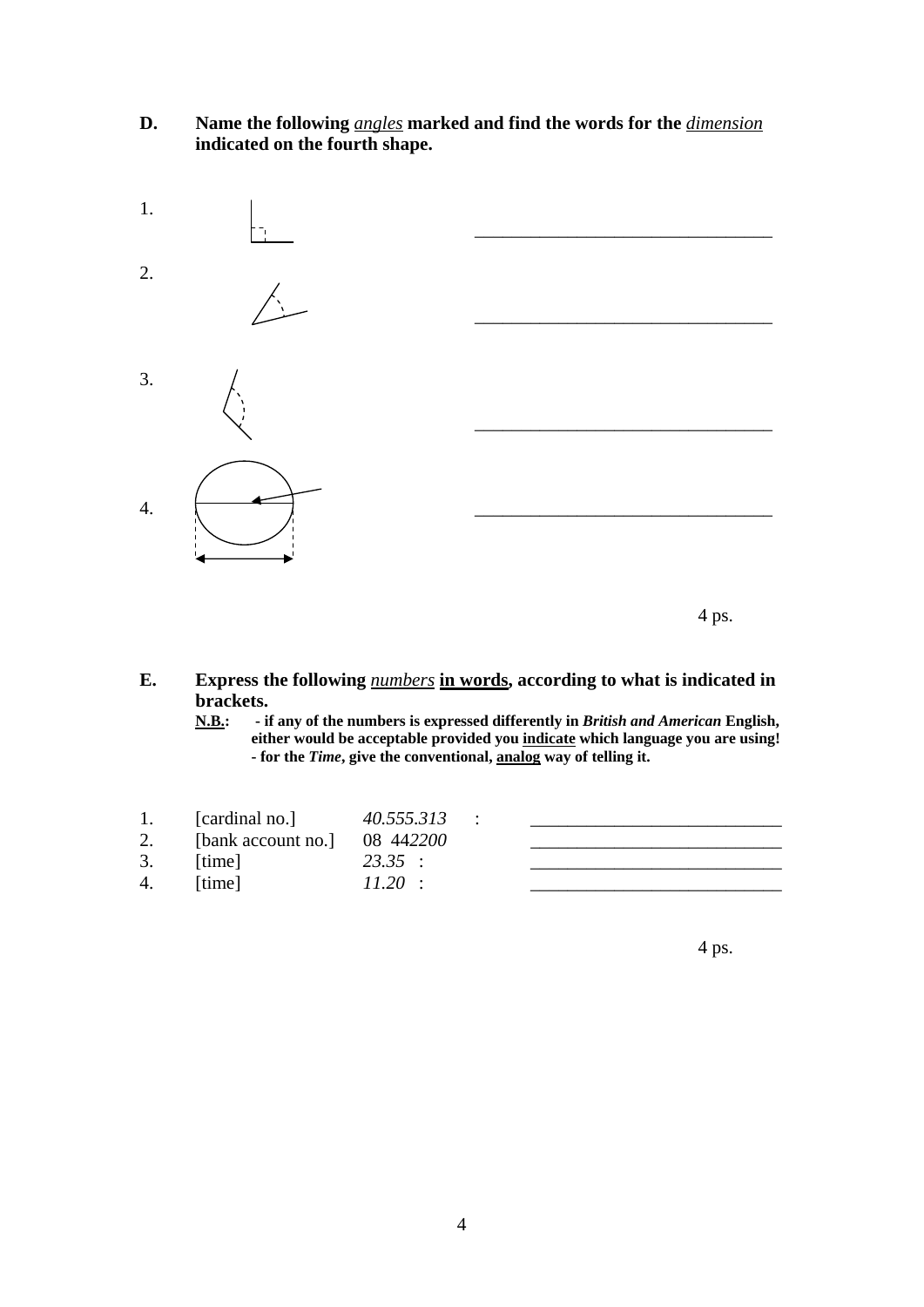**D. Name the following *angles* marked and find the words for the *dimension* indicated on the fourth shape.**

1. ______________________________

2. ______________________________

3. ______________________________

4. ______________________________

4 ps.

**E. Express the following *numbers* in words, according to what is indicated in brackets.**

**N.B.: - if any of the numbers is expressed differently in *British and American* English, either would be acceptable provided you indicate which language you are using!**
**- for the *Time*, give the conventional, analog way of telling it.**

1. [cardinal no.] *40.555.313* : ____________________________
2. [bank account no.] 08 44*2200* ____________________________
3. [time] *23.35* : ____________________________
4. [time] *11.20* : ____________________________

4 ps.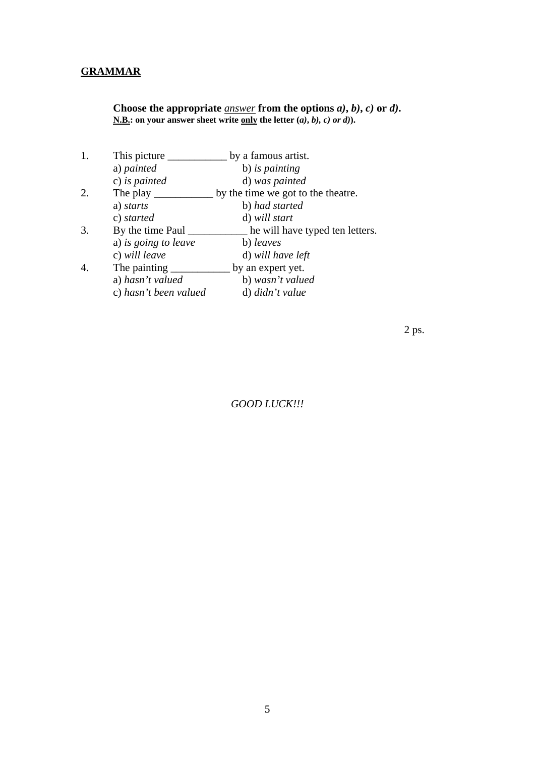**<u>GRAMMAR</u>**

**Choose the appropriate <u>*answer*</u> from the options *a)*, *b)*, *c)* or *d)*.**
**<u>N.B.</u>: on your answer sheet write <u>only</u> the letter (*a), b), c) or d)*).**

1. This picture ___________ by a famous artist.
   a) *painted* b) *is painting*
   c) *is painted* d) *was painted*
2. The play ___________ by the time we got to the theatre.
   a) *starts* b) *had started*
   c) *started* d) *will start*
3. By the time Paul ___________ he will have typed ten letters.
   a) *is going to leave* b) *leaves*
   c) *will leave* d) *will have left*
4. The painting ___________ by an expert yet.
   a) *hasn't valued* b) *wasn't valued*
   c) *hasn't been valued* d) *didn't value*

2 ps.

*GOOD LUCK!!!*